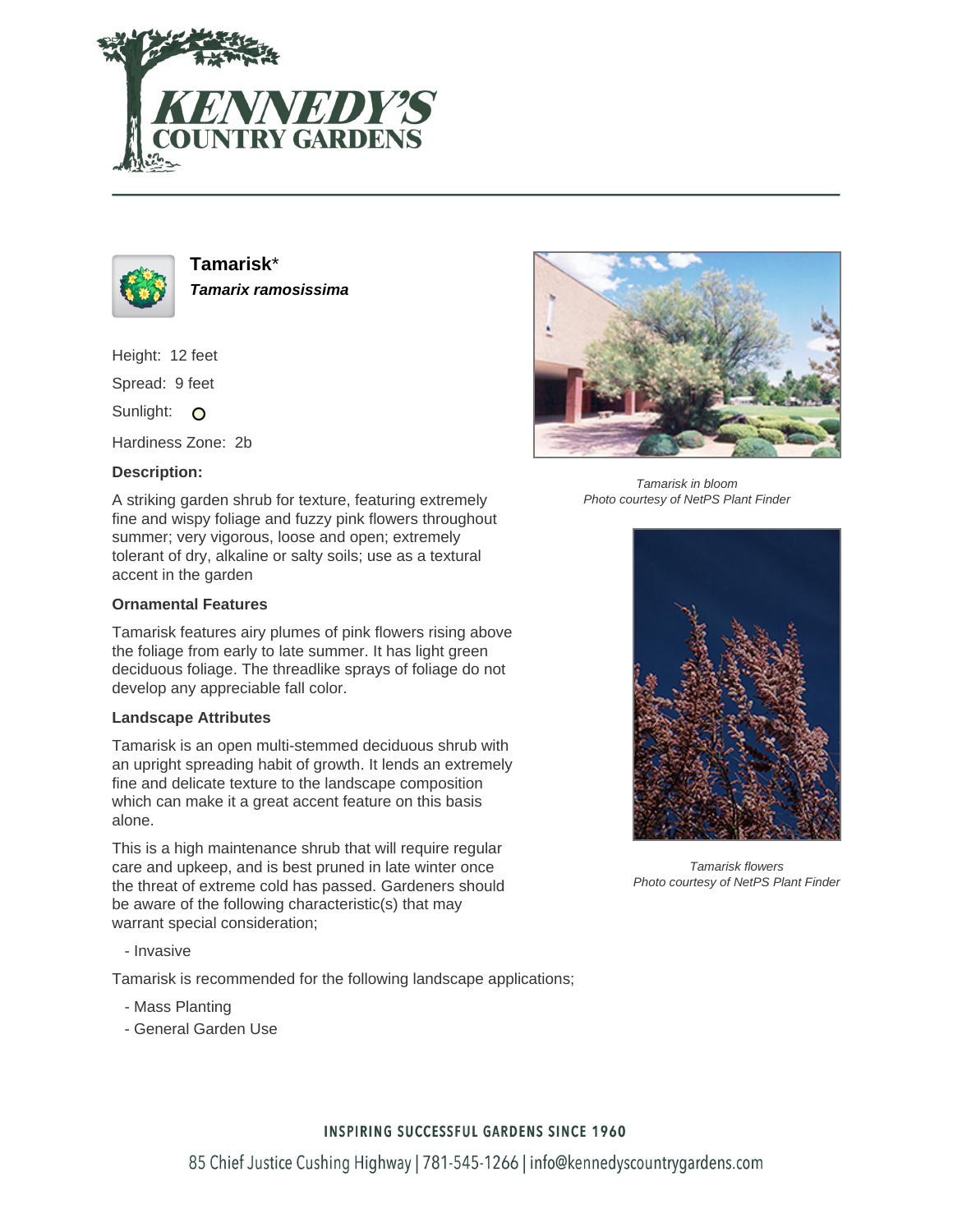# Tamarisk*

***Tamarix ramosissima***

Height: 12 feet

Spread: 9 feet

Sunlight: O

Hardiness Zone: 2b

**Description:**

A striking garden shrub for texture, featuring extremely fine and wispy foliage and fuzzy pink flowers throughout summer; very vigorous, loose and open; extremely tolerant of dry, alkaline or salty soils; use as a textural accent in the garden

### Ornamental Features

Tamarisk features airy plumes of pink flowers rising above the foliage from early to late summer. It has light green deciduous foliage. The threadlike sprays of foliage do not develop any appreciable fall color.

### Landscape Attributes

Tamarisk is an open multi-stemmed deciduous shrub with an upright spreading habit of growth. It lends an extremely fine and delicate texture to the landscape composition which can make it a great accent feature on this basis alone.

This is a high maintenance shrub that will require regular care and upkeep, and is best pruned in late winter once the threat of extreme cold has passed. Gardeners should be aware of the following characteristic(s) that may warrant special consideration;

- Invasive

Tamarisk is recommended for the following landscape applications;

- Mass Planting
- General Garden Use

*Tamarisk in bloom*
*Photo courtesy of NetPS Plant Finder*

*Tamarisk flowers*
*Photo courtesy of NetPS Plant Finder*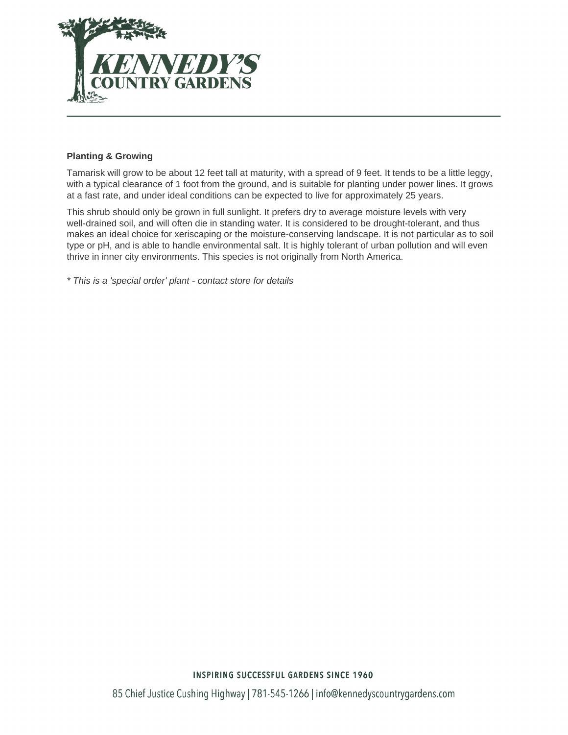**Planting & Growing**

Tamarisk will grow to be about 12 feet tall at maturity, with a spread of 9 feet. It tends to be a little leggy, with a typical clearance of 1 foot from the ground, and is suitable for planting under power lines. It grows at a fast rate, and under ideal conditions can be expected to live for approximately 25 years.

This shrub should only be grown in full sunlight. It prefers dry to average moisture levels with very well-drained soil, and will often die in standing water. It is considered to be drought-tolerant, and thus makes an ideal choice for xeriscaping or the moisture-conserving landscape. It is not particular as to soil type or pH, and is able to handle environmental salt. It is highly tolerant of urban pollution and will even thrive in inner city environments. This species is not originally from North America.

*\* This is a 'special order' plant - contact store for details*